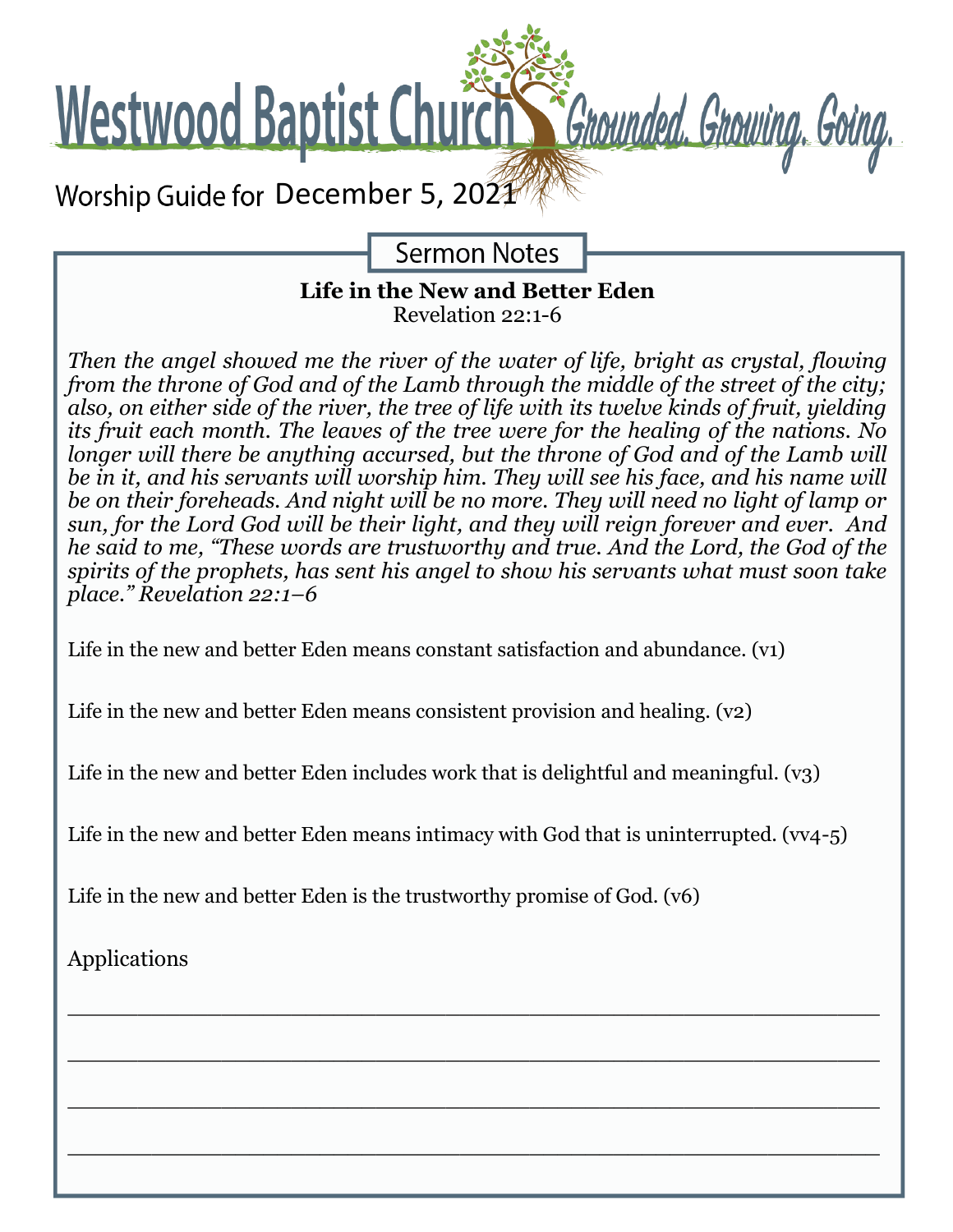# Westwood Baptist Church

*Grounded. Growing. Going.*

Worship Guide for December 5, 2021

## Sermon Notes

**Life in the New and Better Eden**
Revelation 22:1-6

*Then the angel showed me the river of the water of life, bright as crystal, flowing from the throne of God and of the Lamb through the middle of the street of the city; also, on either side of the river, the tree of life with its twelve kinds of fruit, yielding its fruit each month. The leaves of the tree were for the healing of the nations. No longer will there be anything accursed, but the throne of God and of the Lamb will be in it, and his servants will worship him. They will see his face, and his name will be on their foreheads. And night will be no more. They will need no light of lamp or sun, for the Lord God will be their light, and they will reign forever and ever. And he said to me, "These words are trustworthy and true. And the Lord, the God of the spirits of the prophets, has sent his angel to show his servants what must soon take place." Revelation 22:1–6*

Life in the new and better Eden means constant satisfaction and abundance. (v1)

Life in the new and better Eden means consistent provision and healing. (v2)

Life in the new and better Eden includes work that is delightful and meaningful. (v3)

Life in the new and better Eden means intimacy with God that is uninterrupted. (vv4-5)

Life in the new and better Eden is the trustworthy promise of God. (v6)

Applications

_______________________________________________________________

_______________________________________________________________

_______________________________________________________________

_______________________________________________________________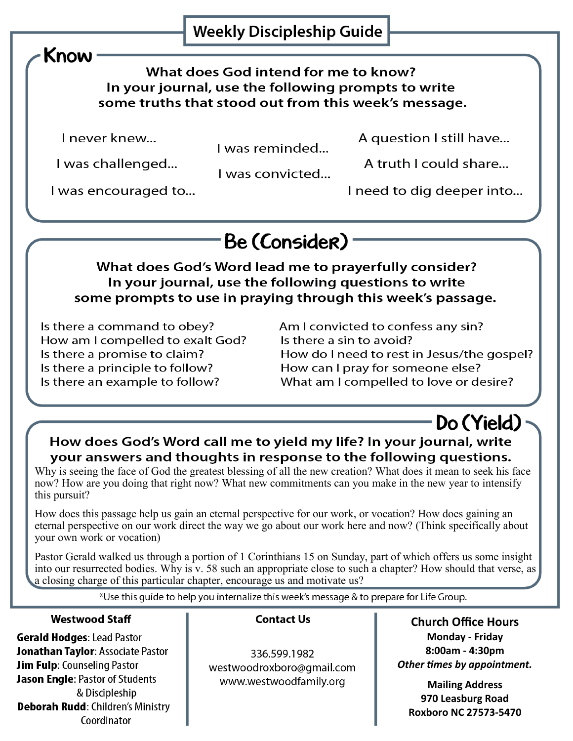# Weekly Discipleship Guide

## Know

**What does God intend for me to know?**
**In your journal, use the following prompts to write some truths that stood out from this week's message.**

- I never knew...
- I was challenged...
- I was encouraged to...
- I was reminded...
- I was convicted...
- A question I still have...
- A truth I could share...
- I need to dig deeper into...

## Be (Consider)

**What does God's Word lead me to prayerfully consider?**
**In your journal, use the following questions to write some prompts to use in praying through this week's passage.**

- Is there a command to obey?
- How am I compelled to exalt God?
- Is there a promise to claim?
- Is there a principle to follow?
- Is there an example to follow?
- Am I convicted to confess any sin?
- Is there a sin to avoid?
- How do I need to rest in Jesus/the gospel?
- How can I pray for someone else?
- What am I compelled to love or desire?

## Do (Yield)

**How does God's Word call me to yield my life? In your journal, write your answers and thoughts in response to the following questions.**

Why is seeing the face of God the greatest blessing of all the new creation? What does it mean to seek his face now? How are you doing that right now? What new commitments can you make in the new year to intensify this pursuit?

How does this passage help us gain an eternal perspective for our work, or vocation? How does gaining an eternal perspective on our work direct the way we go about our work here and now? (Think specifically about your own work or vocation)

Pastor Gerald walked us through a portion of 1 Corinthians 15 on Sunday, part of which offers us some insight into our resurrected bodies. Why is v. 58 such an appropriate close to such a chapter? How should that verse, as a closing charge of this particular chapter, encourage us and motivate us?

*Use this guide to help you internalize this week's message & to prepare for Life Group.

### Westwood Staff

**Gerald Hodges**: Lead Pastor
**Jonathan Taylor**: Associate Pastor
**Jim Fulp**: Counseling Pastor
**Jason Engle**: Pastor of Students & Discipleship
**Deborah Rudd**: Children's Ministry Coordinator

### Contact Us

336.599.1982
westwoodroxboro@gmail.com
www.westwoodfamily.org

### Church Office Hours

**Monday - Friday**
**8:00am - 4:30pm**
***Other times by appointment.***

**Mailing Address**
**970 Leasburg Road**
**Roxboro NC 27573-5470**